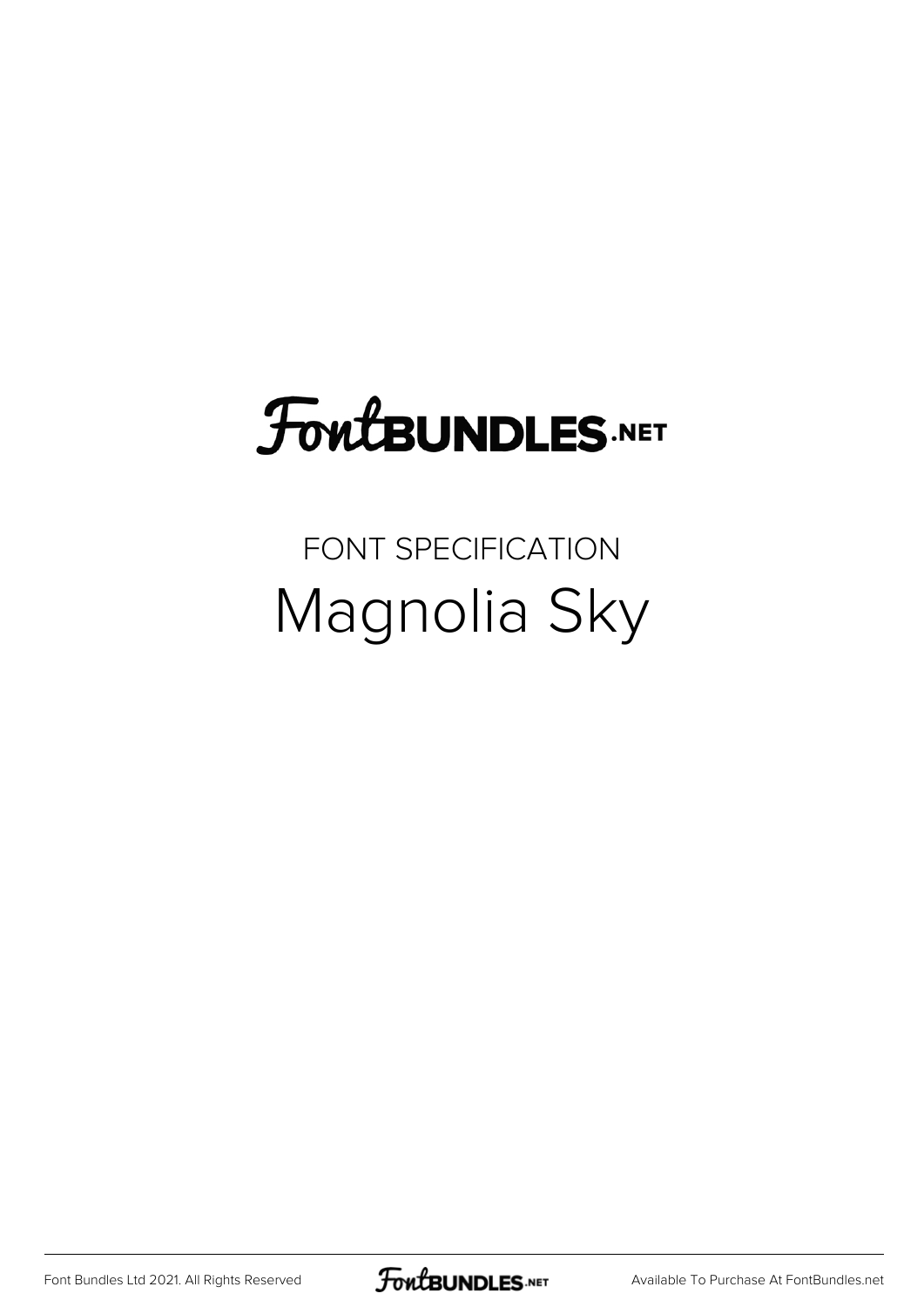FontBUNDLES.NET

FONT SPECIFICATION

# Magnolia Sky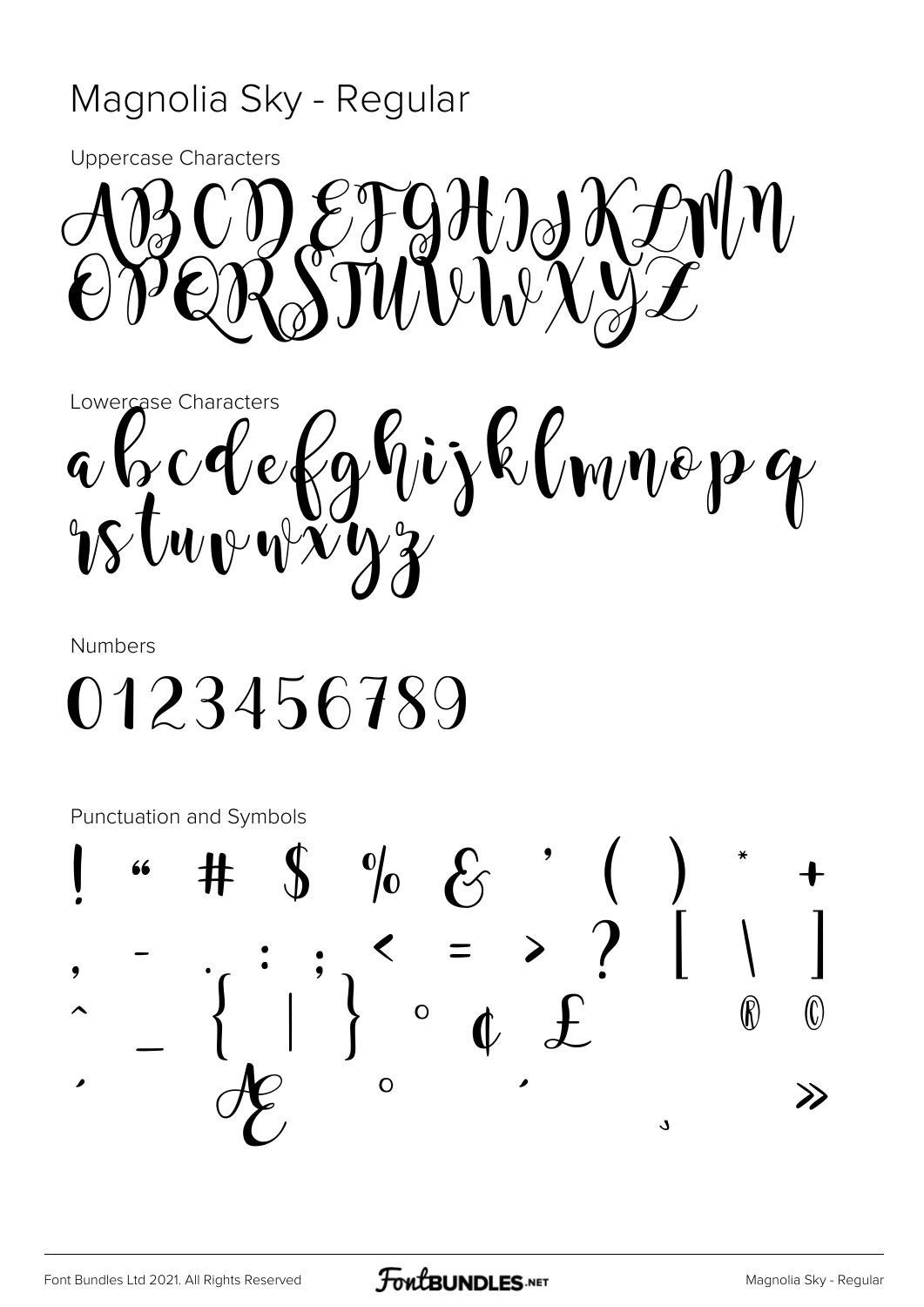# Magnolia Sky - Regular

Uppercase Characters

ABCDEFGHIJKLMN
OPQRSTUVWXYZ

Lowercase Characters

abcdefghijklmnopq
rstuvwxyz

Numbers

0123456789

Punctuation and Symbols

! " # $ % & ' ( ) * +
, - . : ; < = > ? [ \ ]
^ _ { | } ° ¢ £ ® ©
´ Æ ° ´ ¸ »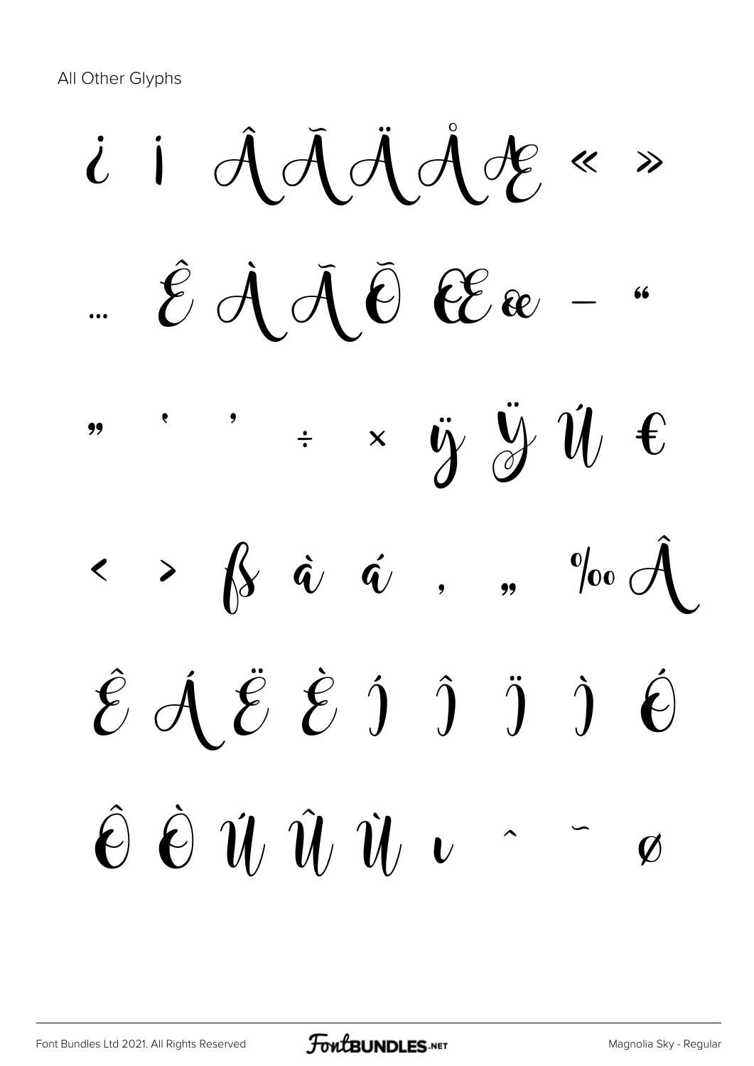All Other Glyphs

¿ ¡ Â Ã Ä Å Æ « »

… Ê À Ă Õ Œ œ – “

” ‘ ’ ÷ × ÿ Ÿ Ú €

‹ › ß à á ‚ „ ‰ Â

Ê Á Ë È Í Î Ï Ì Ó

Ô Ò Ú Û Ù ı ˆ ˜ ø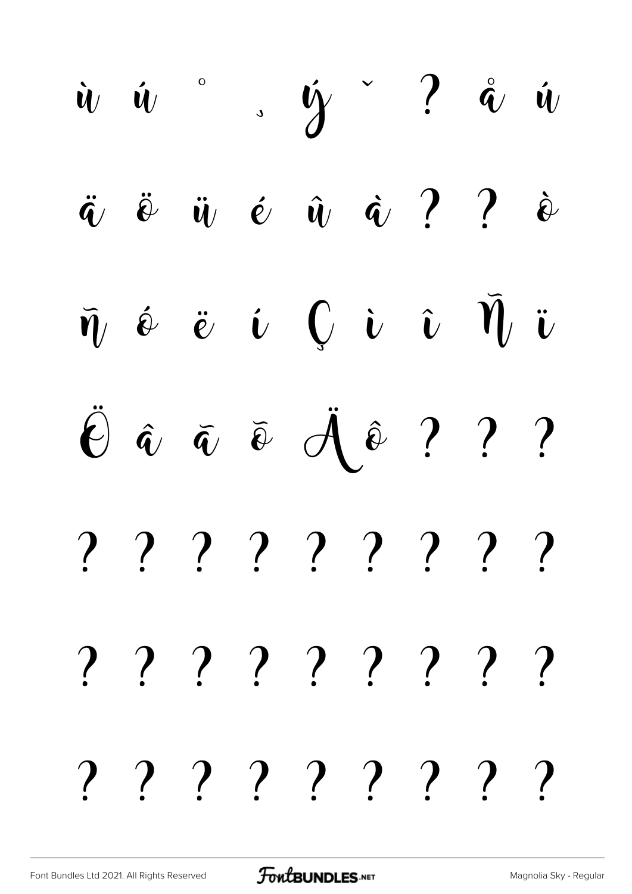ù ú ˚ ¸ ý ˇ ? å ú

ä ö ü é û à ? ? ò

ň ó ë í Ç ì î Ň ï

Ö â ă ŏ Ä ô ? ? ?

? ? ? ? ? ? ? ? ?

? ? ? ? ? ? ? ? ?

? ? ? ? ? ? ? ? ?